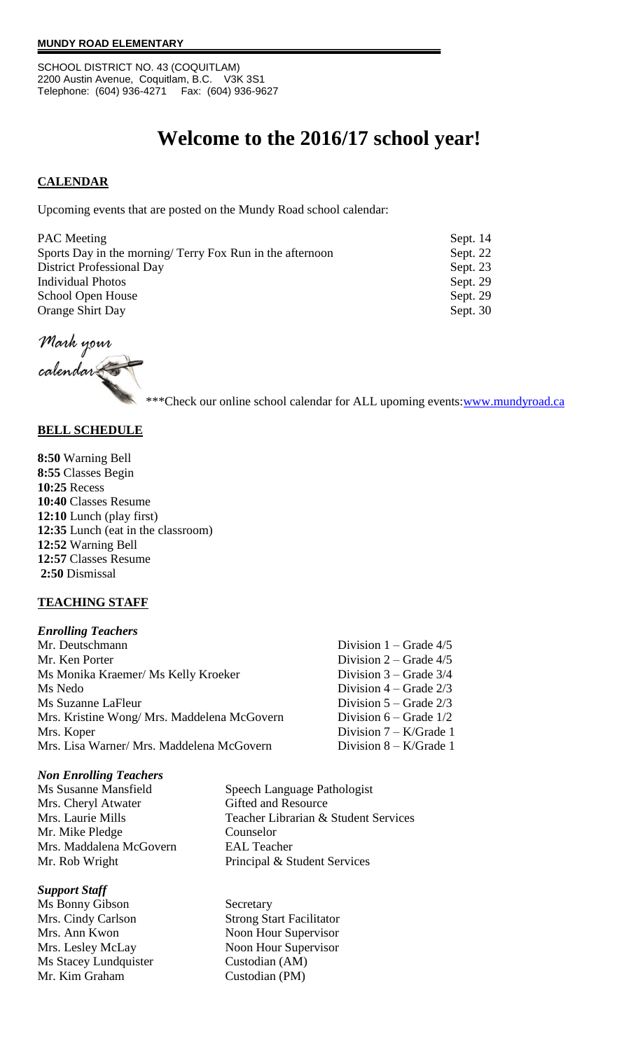**MUNDY ROAD ELEMENTARY**

SCHOOL DISTRICT NO. 43 (COQUITLAM)
2200 Austin Avenue, Coquitlam, B.C. V3K 3S1
Telephone: (604) 936-4271 Fax: (604) 936-9627

# Welcome to the 2016/17 school year!

## CALENDAR

Upcoming events that are posted on the Mundy Road school calendar:

| | |
|---|---|
| PAC Meeting | Sept. 14 |
| Sports Day in the morning/ Terry Fox Run in the afternoon | Sept. 22 |
| District Professional Day | Sept. 23 |
| Individual Photos | Sept. 29 |
| School Open House | Sept. 29 |
| Orange Shirt Day | Sept. 30 |

Mark your calendar

***Check our online school calendar for ALL upoming events: www.mundyroad.ca

## BELL SCHEDULE

**8:50** Warning Bell
**8:55** Classes Begin
**10:25** Recess
**10:40** Classes Resume
**12:10** Lunch (play first)
**12:35** Lunch (eat in the classroom)
**12:52** Warning Bell
**12:57** Classes Resume
**2:50** Dismissal

## TEACHING STAFF

### *Enrolling Teachers*

| | |
|---|---|
| Mr. Deutschmann | Division 1 – Grade 4/5 |
| Mr. Ken Porter | Division 2 – Grade 4/5 |
| Ms Monika Kraemer/ Ms Kelly Kroeker | Division 3 – Grade 3/4 |
| Ms Nedo | Division 4 – Grade 2/3 |
| Ms Suzanne LaFleur | Division 5 – Grade 2/3 |
| Mrs. Kristine Wong/ Mrs. Maddelena McGovern | Division 6 – Grade 1/2 |
| Mrs. Koper | Division 7 – K/Grade 1 |
| Mrs. Lisa Warner/ Mrs. Maddelena McGovern | Division 8 – K/Grade 1 |

### *Non Enrolling Teachers*

| | |
|---|---|
| Ms Susanne Mansfield | Speech Language Pathologist |
| Mrs. Cheryl Atwater | Gifted and Resource |
| Mrs. Laurie Mills | Teacher Librarian & Student Services |
| Mr. Mike Pledge | Counselor |
| Mrs. Maddalena McGovern | EAL Teacher |
| Mr. Rob Wright | Principal & Student Services |

### *Support Staff*

| | |
|---|---|
| Ms Bonny Gibson | Secretary |
| Mrs. Cindy Carlson | Strong Start Facilitator |
| Mrs. Ann Kwon | Noon Hour Supervisor |
| Mrs. Lesley McLay | Noon Hour Supervisor |
| Ms Stacey Lundquister | Custodian (AM) |
| Mr. Kim Graham | Custodian (PM) |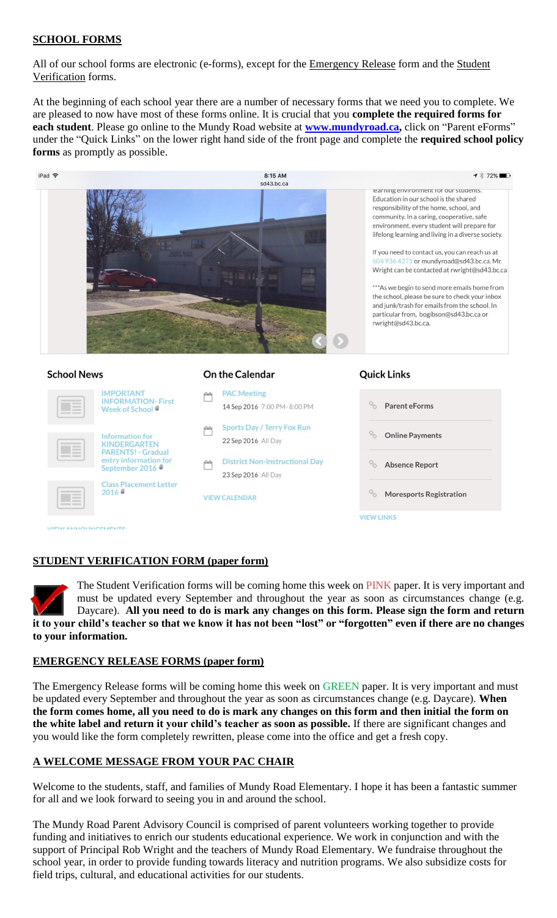## SCHOOL FORMS

All of our school forms are electronic (e-forms), except for the Emergency Release form and the Student Verification forms.

At the beginning of each school year there are a number of necessary forms that we need you to complete. We are pleased to now have most of these forms online. It is crucial that you **complete the required forms for each student**. Please go online to the Mundy Road website at **www.mundyroad.ca,** click on "Parent eForms" under the "Quick Links" on the lower right hand side of the front page and complete the **required school policy forms** as promptly as possible.

## STUDENT VERIFICATION FORM (paper form)

The Student Verification forms will be coming home this week on PINK paper. It is very important and must be updated every September and throughout the year as soon as circumstances change (e.g. Daycare). **All you need to do is mark any changes on this form. Please sign the form and return it to your child's teacher so that we know it has not been "lost" or "forgotten" even if there are no changes to your information.**

## EMERGENCY RELEASE FORMS (paper form)

The Emergency Release forms will be coming home this week on GREEN paper. It is very important and must be updated every September and throughout the year as soon as circumstances change (e.g. Daycare). **When the form comes home, all you need to do is mark any changes on this form and then initial the form on the white label and return it your child's teacher as soon as possible.** If there are significant changes and you would like the form completely rewritten, please come into the office and get a fresh copy.

## A WELCOME MESSAGE FROM YOUR PAC CHAIR

Welcome to the students, staff, and families of Mundy Road Elementary. I hope it has been a fantastic summer for all and we look forward to seeing you in and around the school.

The Mundy Road Parent Advisory Council is comprised of parent volunteers working together to provide funding and initiatives to enrich our students educational experience. We work in conjunction and with the support of Principal Rob Wright and the teachers of Mundy Road Elementary. We fundraise throughout the school year, in order to provide funding towards literacy and nutrition programs. We also subsidize costs for field trips, cultural, and educational activities for our students.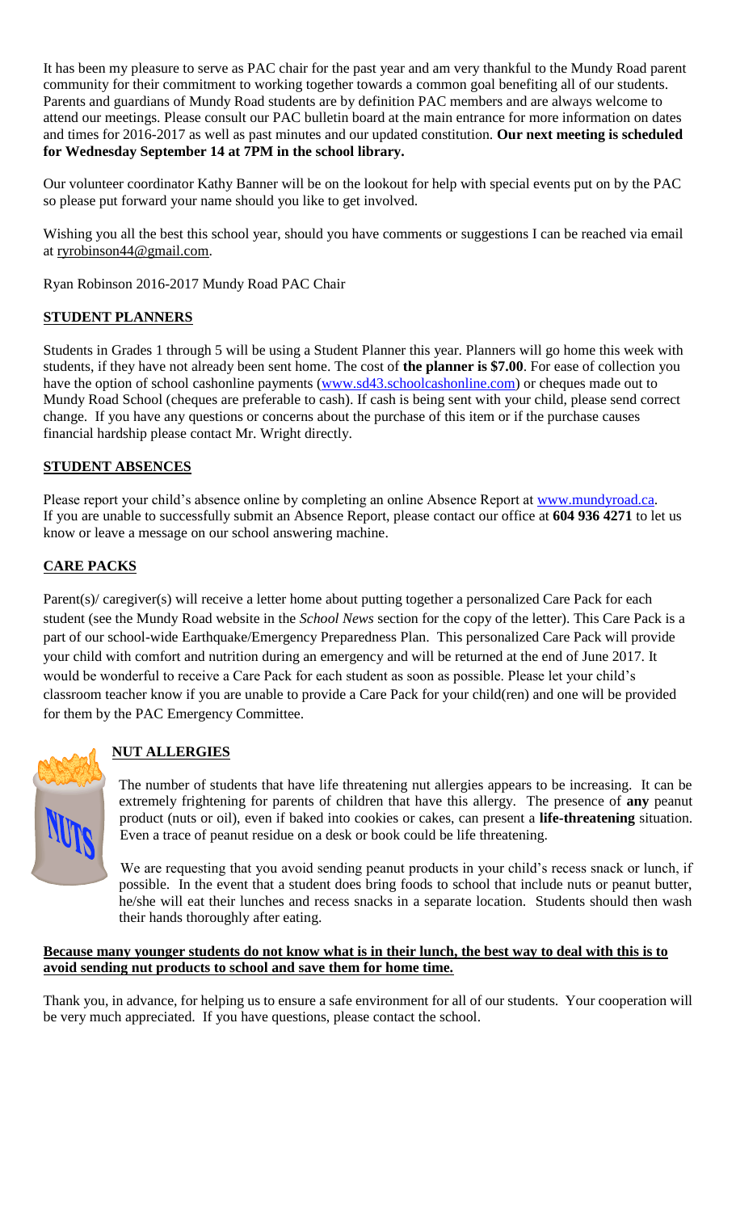It has been my pleasure to serve as PAC chair for the past year and am very thankful to the Mundy Road parent community for their commitment to working together towards a common goal benefiting all of our students. Parents and guardians of Mundy Road students are by definition PAC members and are always welcome to attend our meetings. Please consult our PAC bulletin board at the main entrance for more information on dates and times for 2016-2017 as well as past minutes and our updated constitution. **Our next meeting is scheduled for Wednesday September 14 at 7PM in the school library.**

Our volunteer coordinator Kathy Banner will be on the lookout for help with special events put on by the PAC so please put forward your name should you like to get involved.

Wishing you all the best this school year, should you have comments or suggestions I can be reached via email at ryrobinson44@gmail.com.

Ryan Robinson 2016-2017 Mundy Road PAC Chair

## STUDENT PLANNERS

Students in Grades 1 through 5 will be using a Student Planner this year. Planners will go home this week with students, if they have not already been sent home. The cost of **the planner is $7.00**. For ease of collection you have the option of school cashonline payments (www.sd43.schoolcashonline.com) or cheques made out to Mundy Road School (cheques are preferable to cash). If cash is being sent with your child, please send correct change. If you have any questions or concerns about the purchase of this item or if the purchase causes financial hardship please contact Mr. Wright directly.

## STUDENT ABSENCES

Please report your child's absence online by completing an online Absence Report at www.mundyroad.ca. If you are unable to successfully submit an Absence Report, please contact our office at **604 936 4271** to let us know or leave a message on our school answering machine.

## CARE PACKS

Parent(s)/ caregiver(s) will receive a letter home about putting together a personalized Care Pack for each student (see the Mundy Road website in the *School News* section for the copy of the letter). This Care Pack is a part of our school-wide Earthquake/Emergency Preparedness Plan. This personalized Care Pack will provide your child with comfort and nutrition during an emergency and will be returned at the end of June 2017. It would be wonderful to receive a Care Pack for each student as soon as possible. Please let your child's classroom teacher know if you are unable to provide a Care Pack for your child(ren) and one will be provided for them by the PAC Emergency Committee.

## NUT ALLERGIES

The number of students that have life threatening nut allergies appears to be increasing. It can be extremely frightening for parents of children that have this allergy. The presence of **any** peanut product (nuts or oil), even if baked into cookies or cakes, can present a **life-threatening** situation. Even a trace of peanut residue on a desk or book could be life threatening.

We are requesting that you avoid sending peanut products in your child's recess snack or lunch, if possible. In the event that a student does bring foods to school that include nuts or peanut butter, he/she will eat their lunches and recess snacks in a separate location. Students should then wash their hands thoroughly after eating.

**Because many younger students do not know what is in their lunch, the best way to deal with this is to avoid sending nut products to school and save them for home time.**

Thank you, in advance, for helping us to ensure a safe environment for all of our students. Your cooperation will be very much appreciated. If you have questions, please contact the school.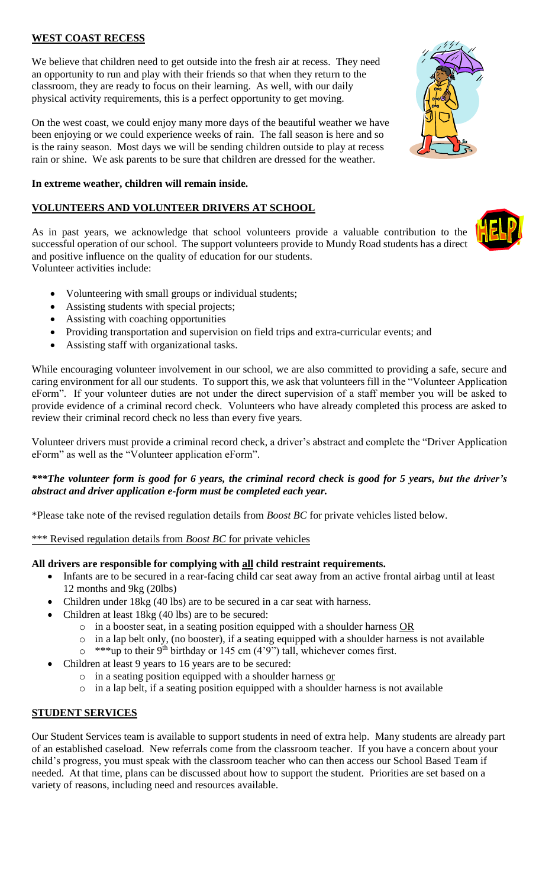## **WEST COAST RECESS**

We believe that children need to get outside into the fresh air at recess. They need an opportunity to run and play with their friends so that when they return to the classroom, they are ready to focus on their learning. As well, with our daily physical activity requirements, this is a perfect opportunity to get moving.

On the west coast, we could enjoy many more days of the beautiful weather we have been enjoying or we could experience weeks of rain. The fall season is here and so is the rainy season. Most days we will be sending children outside to play at recess rain or shine. We ask parents to be sure that children are dressed for the weather.

**In extreme weather, children will remain inside.**

## **VOLUNTEERS AND VOLUNTEER DRIVERS AT SCHOOL**

As in past years, we acknowledge that school volunteers provide a valuable contribution to the successful operation of our school. The support volunteers provide to Mundy Road students has a direct and positive influence on the quality of education for our students.
Volunteer activities include:

- Volunteering with small groups or individual students;
- Assisting students with special projects;
- Assisting with coaching opportunities
- Providing transportation and supervision on field trips and extra-curricular events; and
- Assisting staff with organizational tasks.

While encouraging volunteer involvement in our school, we are also committed to providing a safe, secure and caring environment for all our students. To support this, we ask that volunteers fill in the "Volunteer Application eForm". If your volunteer duties are not under the direct supervision of a staff member you will be asked to provide evidence of a criminal record check. Volunteers who have already completed this process are asked to review their criminal record check no less than every five years.

Volunteer drivers must provide a criminal record check, a driver's abstract and complete the "Driver Application eForm" as well as the "Volunteer application eForm".

***\*\*\*The volunteer form is good for 6 years, the criminal record check is good for 5 years, but the driver's abstract and driver application e-form must be completed each year.***

*Please take note of the revised regulation details from *Boost BC* for private vehicles listed below.

*** Revised regulation details from *Boost BC* for private vehicles

**All drivers are responsible for complying with all child restraint requirements.**

- Infants are to be secured in a rear-facing child car seat away from an active frontal airbag until at least 12 months and 9kg (20lbs)
- Children under 18kg (40 lbs) are to be secured in a car seat with harness.
- Children at least 18kg (40 lbs) are to be secured:
  - in a booster seat, in a seating position equipped with a shoulder harness OR
  - in a lap belt only, (no booster), if a seating equipped with a shoulder harness is not available
  - ***up to their 9th birthday or 145 cm (4'9") tall, whichever comes first.
- Children at least 9 years to 16 years are to be secured:
  - in a seating position equipped with a shoulder harness or
  - in a lap belt, if a seating position equipped with a shoulder harness is not available

## **STUDENT SERVICES**

Our Student Services team is available to support students in need of extra help. Many students are already part of an established caseload. New referrals come from the classroom teacher. If you have a concern about your child's progress, you must speak with the classroom teacher who can then access our School Based Team if needed. At that time, plans can be discussed about how to support the student. Priorities are set based on a variety of reasons, including need and resources available.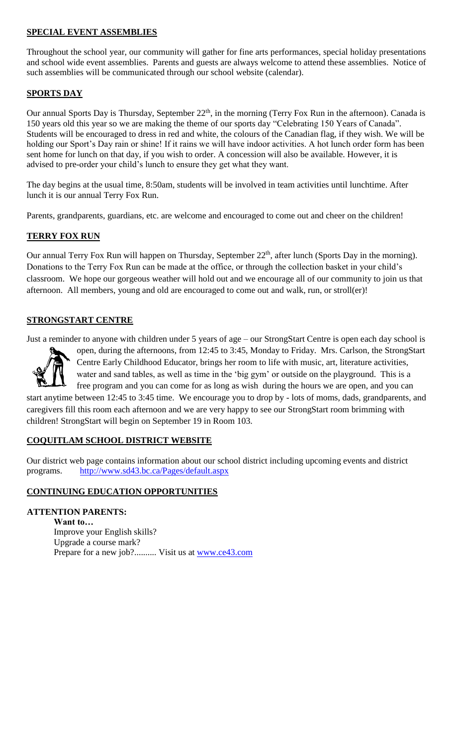## SPECIAL EVENT ASSEMBLIES

Throughout the school year, our community will gather for fine arts performances, special holiday presentations and school wide event assemblies. Parents and guests are always welcome to attend these assemblies. Notice of such assemblies will be communicated through our school website (calendar).

## SPORTS DAY

Our annual Sports Day is Thursday, September 22nd, in the morning (Terry Fox Run in the afternoon). Canada is 150 years old this year so we are making the theme of our sports day "Celebrating 150 Years of Canada". Students will be encouraged to dress in red and white, the colours of the Canadian flag, if they wish. We will be holding our Sport's Day rain or shine! If it rains we will have indoor activities. A hot lunch order form has been sent home for lunch on that day, if you wish to order. A concession will also be available. However, it is advised to pre-order your child's lunch to ensure they get what they want.

The day begins at the usual time, 8:50am, students will be involved in team activities until lunchtime. After lunch it is our annual Terry Fox Run.

Parents, grandparents, guardians, etc. are welcome and encouraged to come out and cheer on the children!

## TERRY FOX RUN

Our annual Terry Fox Run will happen on Thursday, September 22nd, after lunch (Sports Day in the morning). Donations to the Terry Fox Run can be made at the office, or through the collection basket in your child's classroom. We hope our gorgeous weather will hold out and we encourage all of our community to join us that afternoon. All members, young and old are encouraged to come out and walk, run, or stroll(er)!

## STRONGSTART CENTRE

Just a reminder to anyone with children under 5 years of age – our StrongStart Centre is open each day school is open, during the afternoons, from 12:45 to 3:45, Monday to Friday. Mrs. Carlson, the StrongStart Centre Early Childhood Educator, brings her room to life with music, art, literature activities, water and sand tables, as well as time in the 'big gym' or outside on the playground. This is a free program and you can come for as long as wish during the hours we are open, and you can start anytime between 12:45 to 3:45 time. We encourage you to drop by - lots of moms, dads, grandparents, and caregivers fill this room each afternoon and we are very happy to see our StrongStart room brimming with children! StrongStart will begin on September 19 in Room 103.

## COQUITLAM SCHOOL DISTRICT WEBSITE

Our district web page contains information about our school district including upcoming events and district programs. http://www.sd43.bc.ca/Pages/default.aspx

## CONTINUING EDUCATION OPPORTUNITIES

**ATTENTION PARENTS:**

**Want to…**

Improve your English skills?
Upgrade a course mark?
Prepare for a new job?.......... Visit us at www.ce43.com